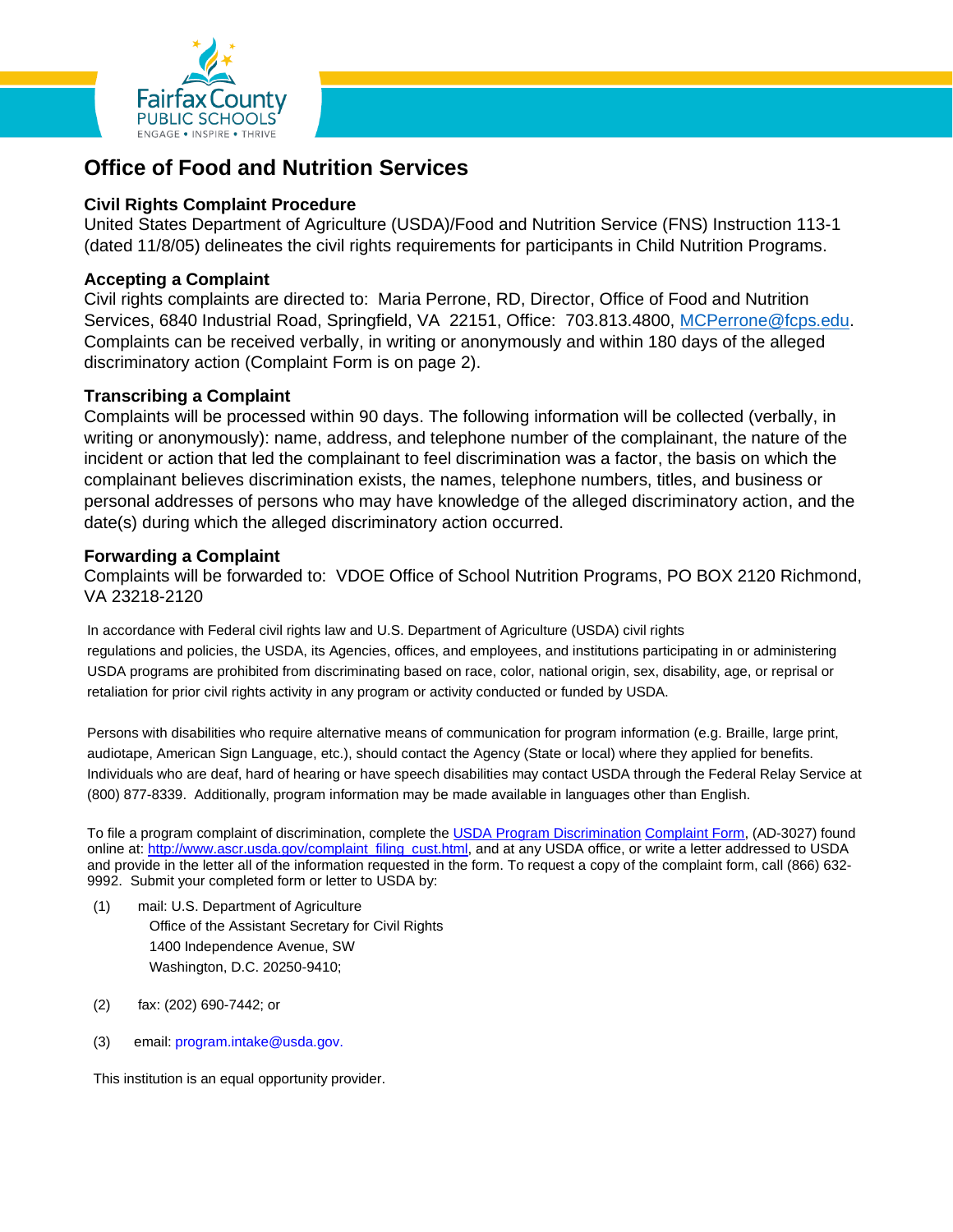# Office of Food and Nutrition Services

## Civil Rights Complaint Procedure

United States Department of Agriculture (USDA)/Food and Nutrition Service (FNS) Instruction 113-1 (dated 11/8/05) delineates the civil rights requirements for participants in Child Nutrition Programs.

## Accepting a Complaint

Civil rights complaints are directed to: Maria Perrone, RD, Director, Office of Food and Nutrition Services, 6840 Industrial Road, Springfield, VA 22151, Office: 703.813.4800, MCPerrone@fcps.edu. Complaints can be received verbally, in writing or anonymously and within 180 days of the alleged discriminatory action (Complaint Form is on page 2).

## Transcribing a Complaint

Complaints will be processed within 90 days. The following information will be collected (verbally, in writing or anonymously): name, address, and telephone number of the complainant, the nature of the incident or action that led the complainant to feel discrimination was a factor, the basis on which the complainant believes discrimination exists, the names, telephone numbers, titles, and business or personal addresses of persons who may have knowledge of the alleged discriminatory action, and the date(s) during which the alleged discriminatory action occurred.

## Forwarding a Complaint

Complaints will be forwarded to: VDOE Office of School Nutrition Programs, PO BOX 2120 Richmond, VA 23218-2120

In accordance with Federal civil rights law and U.S. Department of Agriculture (USDA) civil rights regulations and policies, the USDA, its Agencies, offices, and employees, and institutions participating in or administering USDA programs are prohibited from discriminating based on race, color, national origin, sex, disability, age, or reprisal or retaliation for prior civil rights activity in any program or activity conducted or funded by USDA.

Persons with disabilities who require alternative means of communication for program information (e.g. Braille, large print, audiotape, American Sign Language, etc.), should contact the Agency (State or local) where they applied for benefits. Individuals who are deaf, hard of hearing or have speech disabilities may contact USDA through the Federal Relay Service at (800) 877-8339. Additionally, program information may be made available in languages other than English.

To file a program complaint of discrimination, complete the USDA Program Discrimination Complaint Form, (AD-3027) found online at: http://www.ascr.usda.gov/complaint_filing_cust.html, and at any USDA office, or write a letter addressed to USDA and provide in the letter all of the information requested in the form. To request a copy of the complaint form, call (866) 632-9992. Submit your completed form or letter to USDA by:

(1) mail: U.S. Department of Agriculture
Office of the Assistant Secretary for Civil Rights
1400 Independence Avenue, SW
Washington, D.C. 20250-9410;

(2) fax: (202) 690-7442; or

(3) email: program.intake@usda.gov.

This institution is an equal opportunity provider.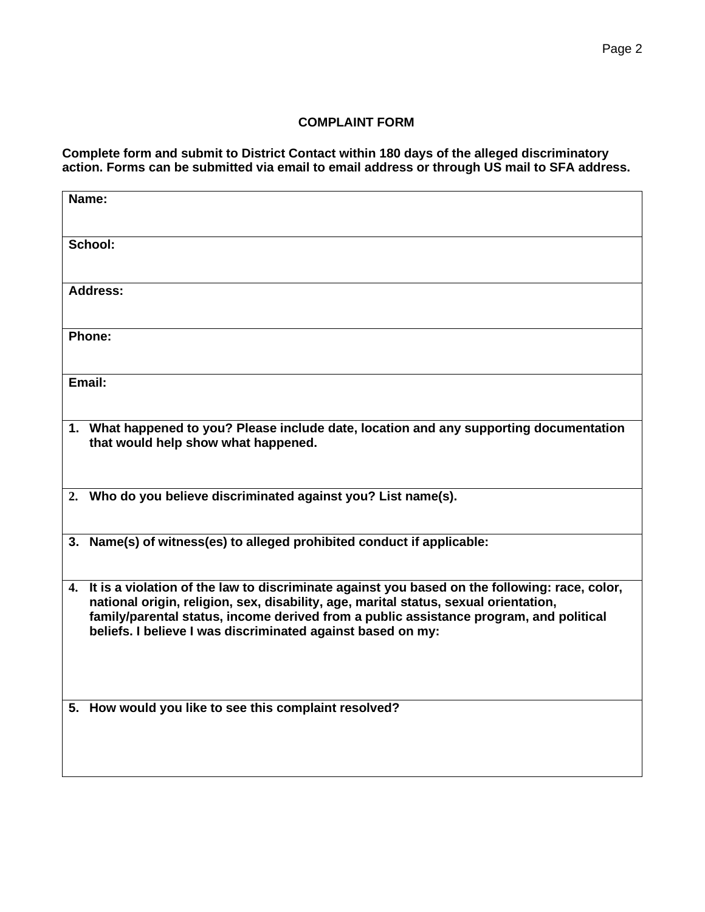## COMPLAINT FORM

**Complete form and submit to District Contact within 180 days of the alleged discriminatory action. Forms can be submitted via email to email address or through US mail to SFA address.**

| |
|---|
| **Name:** |
| **School:** |
| **Address:** |
| **Phone:** |
| **Email:** |
| **1. What happened to you? Please include date, location and any supporting documentation that would help show what happened.** |
| **2. Who do you believe discriminated against you? List name(s).** |
| **3. Name(s) of witness(es) to alleged prohibited conduct if applicable:** |
| **4. It is a violation of the law to discriminate against you based on the following: race, color, national origin, religion, sex, disability, age, marital status, sexual orientation, family/parental status, income derived from a public assistance program, and political beliefs. I believe I was discriminated against based on my:** |
| **5. How would you like to see this complaint resolved?** |